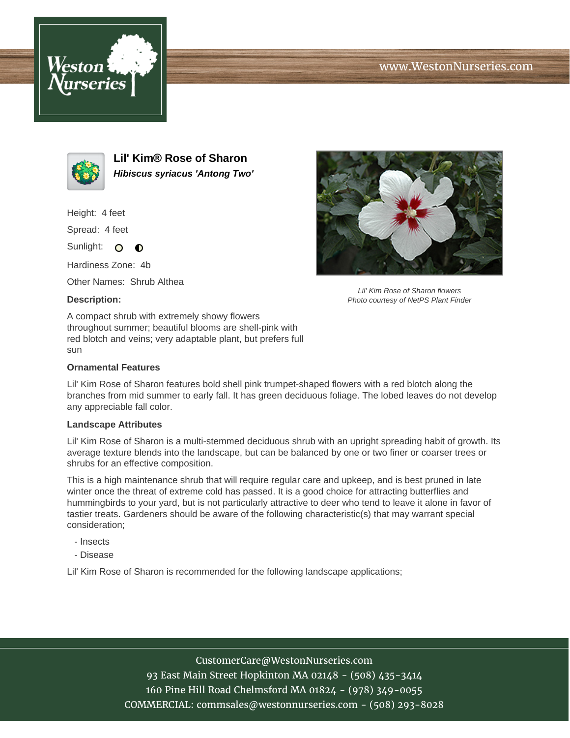# Lil' Kim® Rose of Sharon

***Hibiscus syriacus 'Antong Two'***

Height: 4 feet

Spread: 4 feet

Sunlight:

Hardiness Zone: 4b

Other Names: Shrub Althea

**Description:**

A compact shrub with extremely showy flowers throughout summer; beautiful blooms are shell-pink with red blotch and veins; very adaptable plant, but prefers full sun

*Lil' Kim Rose of Sharon flowers*
*Photo courtesy of NetPS Plant Finder*

**Ornamental Features**

Lil' Kim Rose of Sharon features bold shell pink trumpet-shaped flowers with a red blotch along the branches from mid summer to early fall. It has green deciduous foliage. The lobed leaves do not develop any appreciable fall color.

**Landscape Attributes**

Lil' Kim Rose of Sharon is a multi-stemmed deciduous shrub with an upright spreading habit of growth. Its average texture blends into the landscape, but can be balanced by one or two finer or coarser trees or shrubs for an effective composition.

This is a high maintenance shrub that will require regular care and upkeep, and is best pruned in late winter once the threat of extreme cold has passed. It is a good choice for attracting butterflies and hummingbirds to your yard, but is not particularly attractive to deer who tend to leave it alone in favor of tastier treats. Gardeners should be aware of the following characteristic(s) that may warrant special consideration;

- Insects
- Disease

Lil' Kim Rose of Sharon is recommended for the following landscape applications;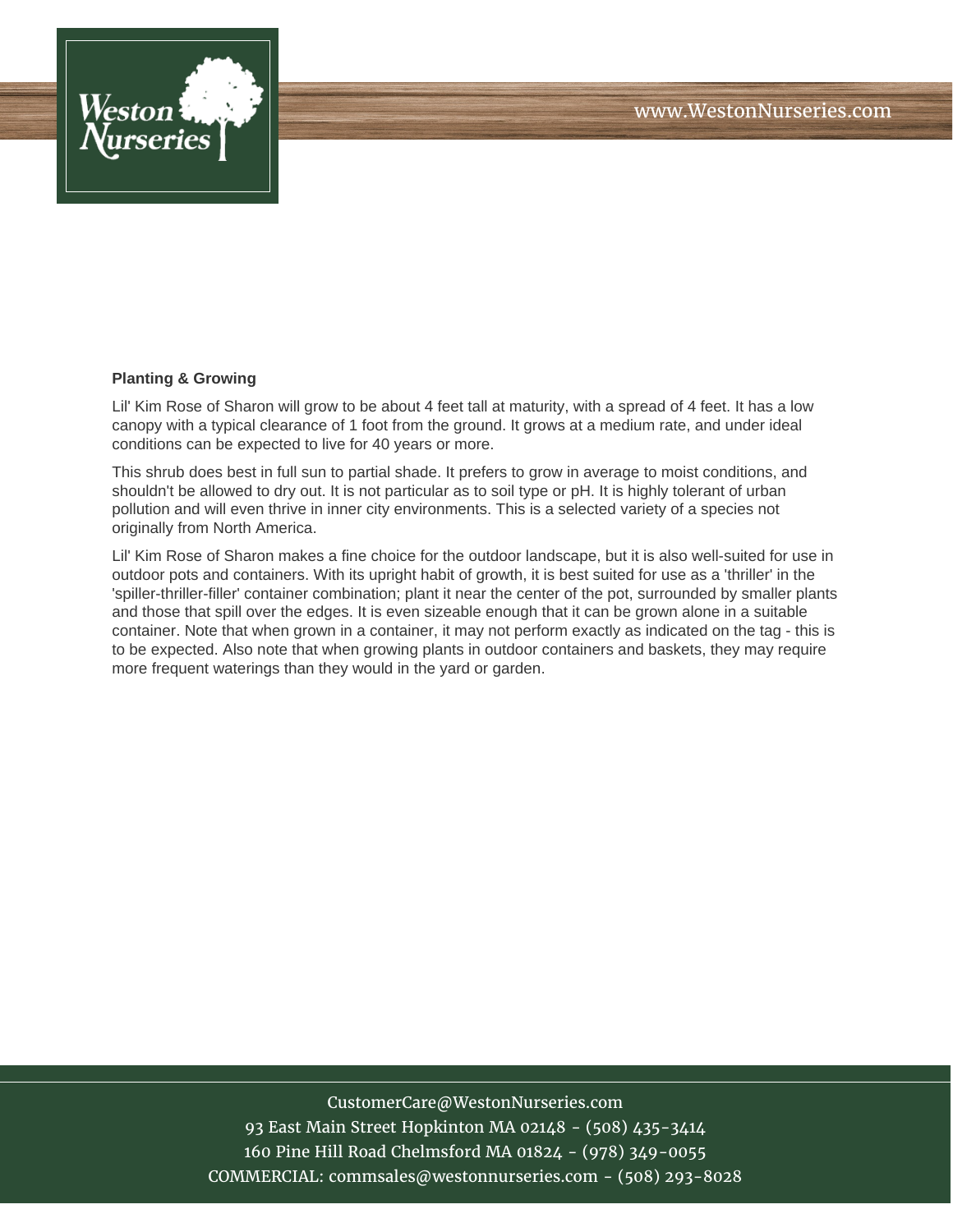**Planting & Growing**

Lil' Kim Rose of Sharon will grow to be about 4 feet tall at maturity, with a spread of 4 feet. It has a low canopy with a typical clearance of 1 foot from the ground. It grows at a medium rate, and under ideal conditions can be expected to live for 40 years or more.

This shrub does best in full sun to partial shade. It prefers to grow in average to moist conditions, and shouldn't be allowed to dry out. It is not particular as to soil type or pH. It is highly tolerant of urban pollution and will even thrive in inner city environments. This is a selected variety of a species not originally from North America.

Lil' Kim Rose of Sharon makes a fine choice for the outdoor landscape, but it is also well-suited for use in outdoor pots and containers. With its upright habit of growth, it is best suited for use as a 'thriller' in the 'spiller-thriller-filler' container combination; plant it near the center of the pot, surrounded by smaller plants and those that spill over the edges. It is even sizeable enough that it can be grown alone in a suitable container. Note that when grown in a container, it may not perform exactly as indicated on the tag - this is to be expected. Also note that when growing plants in outdoor containers and baskets, they may require more frequent waterings than they would in the yard or garden.